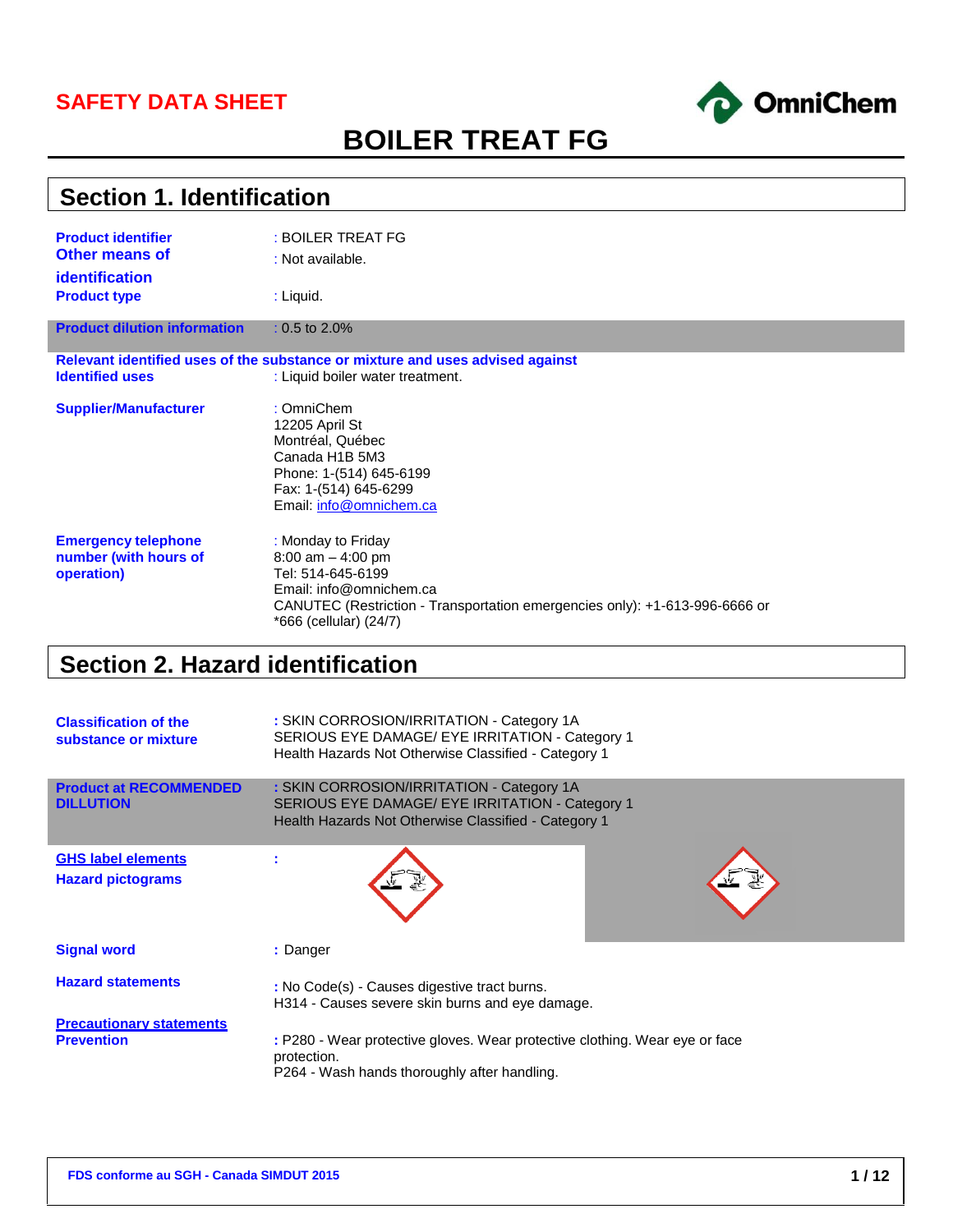# SAFETY DATA SHEET

OmniChem

# BOILER TREAT FG

## Section 1. Identification

| | |
|---|---|
| **Product identifier** | : BOILER TREAT FG |
| **Other means of identification** | : Not available. |
| **Product type** | : Liquid. |
| **Product dilution information** | : 0.5 to 2.0% |

**Relevant identified uses of the substance or mixture and uses advised against**

| | |
|---|---|
| **Identified uses** | : Liquid boiler water treatment. |
| **Supplier/Manufacturer** | : OmniChem<br>12205 April St<br>Montréal, Québec<br>Canada H1B 5M3<br>Phone: 1-(514) 645-6199<br>Fax: 1-(514) 645-6299<br>Email: info@omnichem.ca |
| **Emergency telephone number (with hours of operation)** | : Monday to Friday<br>8:00 am – 4:00 pm<br>Tel: 514-645-6199<br>Email: info@omnichem.ca<br>CANUTEC (Restriction - Transportation emergencies only): +1-613-996-6666 or *666 (cellular) (24/7) |

## Section 2. Hazard identification

| | |
|---|---|
| **Classification of the substance or mixture** | : SKIN CORROSION/IRRITATION - Category 1A<br>SERIOUS EYE DAMAGE/ EYE IRRITATION - Category 1<br>Health Hazards Not Otherwise Classified - Category 1 |
| **Product at RECOMMENDED DILLUTION** | : SKIN CORROSION/IRRITATION - Category 1A<br>SERIOUS EYE DAMAGE/ EYE IRRITATION - Category 1<br>Health Hazards Not Otherwise Classified - Category 1 |

**GHS label elements**

**Hazard pictograms** :

| | |
|---|---|
| **Signal word** | : Danger |
| **Hazard statements** | : No Code(s) - Causes digestive tract burns.<br>H314 - Causes severe skin burns and eye damage. |

**Precautionary statements**

| | |
|---|---|
| **Prevention** | : P280 - Wear protective gloves. Wear protective clothing. Wear eye or face protection.<br>P264 - Wash hands thoroughly after handling. |

FDS conforme au SGH - Canada SIMDUT 2015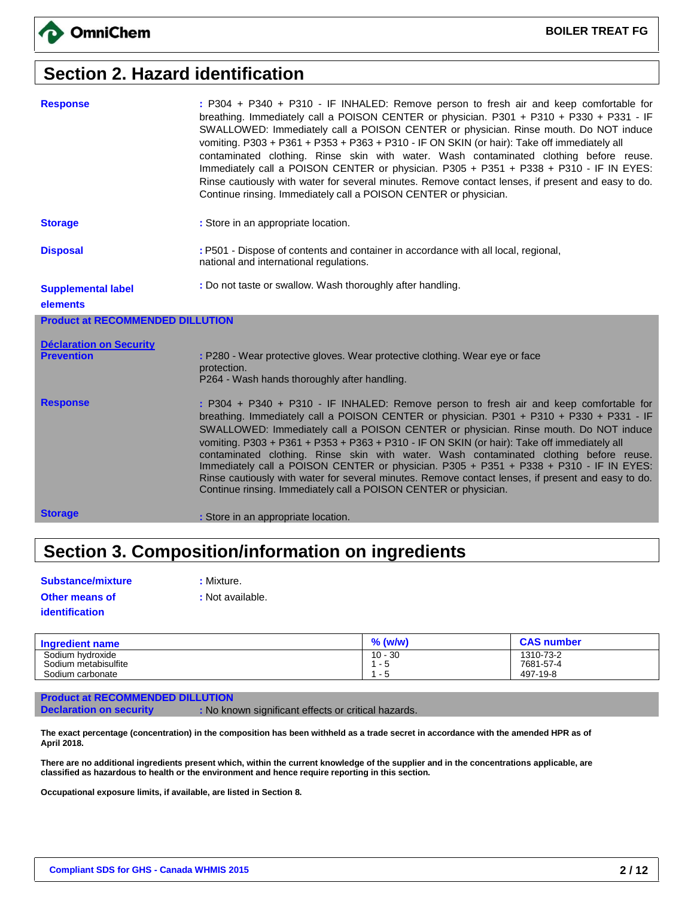## Section 2. Hazard identification

**Response** : P304 + P340 + P310 - IF INHALED: Remove person to fresh air and keep comfortable for breathing. Immediately call a POISON CENTER or physician. P301 + P310 + P330 + P331 - IF SWALLOWED: Immediately call a POISON CENTER or physician. Rinse mouth. Do NOT induce vomiting. P303 + P361 + P353 + P363 + P310 - IF ON SKIN (or hair): Take off immediately all contaminated clothing. Rinse skin with water. Wash contaminated clothing before reuse. Immediately call a POISON CENTER or physician. P305 + P351 + P338 + P310 - IF IN EYES: Rinse cautiously with water for several minutes. Remove contact lenses, if present and easy to do. Continue rinsing. Immediately call a POISON CENTER or physician.

**Storage** : Store in an appropriate location.

**Disposal** : P501 - Dispose of contents and container in accordance with all local, regional, national and international regulations.

**Supplemental label elements** : Do not taste or swallow. Wash thoroughly after handling.

**Product at RECOMMENDED DILLUTION**

**Déclaration on Security**

**Prevention** : P280 - Wear protective gloves. Wear protective clothing. Wear eye or face protection.
P264 - Wash hands thoroughly after handling.

**Response** : P304 + P340 + P310 - IF INHALED: Remove person to fresh air and keep comfortable for breathing. Immediately call a POISON CENTER or physician. P301 + P310 + P330 + P331 - IF SWALLOWED: Immediately call a POISON CENTER or physician. Rinse mouth. Do NOT induce vomiting. P303 + P361 + P353 + P363 + P310 - IF ON SKIN (or hair): Take off immediately all contaminated clothing. Rinse skin with water. Wash contaminated clothing before reuse. Immediately call a POISON CENTER or physician. P305 + P351 + P338 + P310 - IF IN EYES: Rinse cautiously with water for several minutes. Remove contact lenses, if present and easy to do. Continue rinsing. Immediately call a POISON CENTER or physician.

**Storage** : Store in an appropriate location.

## Section 3. Composition/information on ingredients

**Substance/mixture** : Mixture.

**Other means of identification** : Not available.

| Ingredient name | % (w/w) | CAS number |
|---|---|---|
| Sodium hydroxide | 10 - 30 | 1310-73-2 |
| Sodium metabisulfite | 1 - 5 | 7681-57-4 |
| Sodium carbonate | 1 - 5 | 497-19-8 |

**Product at RECOMMENDED DILLUTION**

**Declaration on security** : No known significant effects or critical hazards.

**The exact percentage (concentration) in the composition has been withheld as a trade secret in accordance with the amended HPR as of April 2018.**

**There are no additional ingredients present which, within the current knowledge of the supplier and in the concentrations applicable, are classified as hazardous to health or the environment and hence require reporting in this section.**

**Occupational exposure limits, if available, are listed in Section 8.**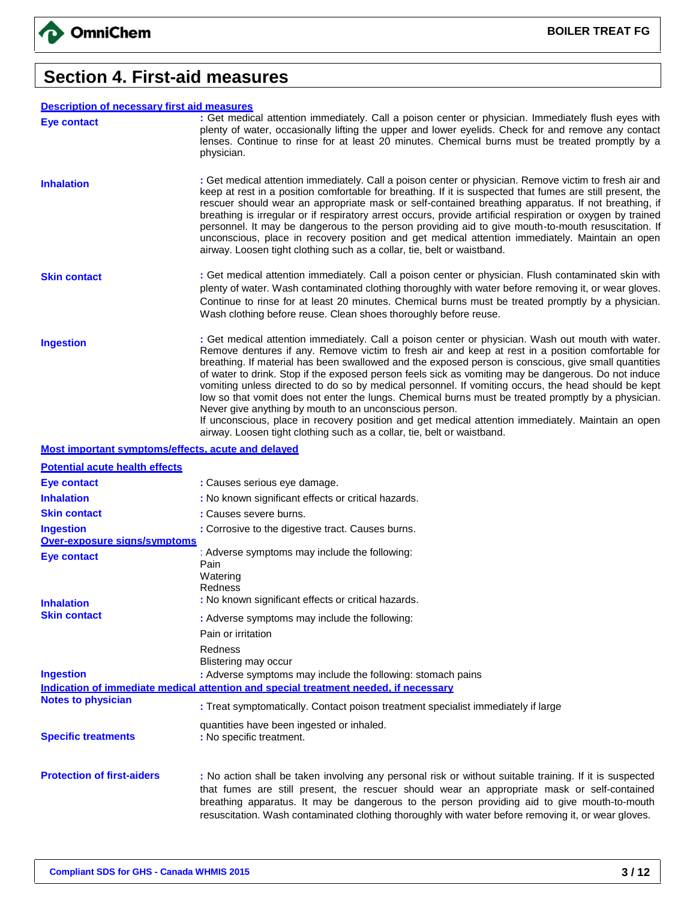# Section 4. First-aid measures

## Description of necessary first aid measures

**Eye contact**
: Get medical attention immediately. Call a poison center or physician. Immediately flush eyes with plenty of water, occasionally lifting the upper and lower eyelids. Check for and remove any contact lenses. Continue to rinse for at least 20 minutes. Chemical burns must be treated promptly by a physician.

**Inhalation**
: Get medical attention immediately. Call a poison center or physician. Remove victim to fresh air and keep at rest in a position comfortable for breathing. If it is suspected that fumes are still present, the rescuer should wear an appropriate mask or self-contained breathing apparatus. If not breathing, if breathing is irregular or if respiratory arrest occurs, provide artificial respiration or oxygen by trained personnel. It may be dangerous to the person providing aid to give mouth-to-mouth resuscitation. If unconscious, place in recovery position and get medical attention immediately. Maintain an open airway. Loosen tight clothing such as a collar, tie, belt or waistband.

**Skin contact**
: Get medical attention immediately. Call a poison center or physician. Flush contaminated skin with plenty of water. Wash contaminated clothing thoroughly with water before removing it, or wear gloves. Continue to rinse for at least 20 minutes. Chemical burns must be treated promptly by a physician. Wash clothing before reuse. Clean shoes thoroughly before reuse.

**Ingestion**
: Get medical attention immediately. Call a poison center or physician. Wash out mouth with water. Remove dentures if any. Remove victim to fresh air and keep at rest in a position comfortable for breathing. If material has been swallowed and the exposed person is conscious, give small quantities of water to drink. Stop if the exposed person feels sick as vomiting may be dangerous. Do not induce vomiting unless directed to do so by medical personnel. If vomiting occurs, the head should be kept low so that vomit does not enter the lungs. Chemical burns must be treated promptly by a physician. Never give anything by mouth to an unconscious person.
If unconscious, place in recovery position and get medical attention immediately. Maintain an open airway. Loosen tight clothing such as a collar, tie, belt or waistband.

## Most important symptoms/effects, acute and delayed

### Potential acute health effects

**Eye contact** : Causes serious eye damage.

**Inhalation** : No known significant effects or critical hazards.

**Skin contact** : Causes severe burns.

**Ingestion** : Corrosive to the digestive tract. Causes burns.

### Over-exposure signs/symptoms

**Eye contact**
: Adverse symptoms may include the following:
Pain
Watering
Redness

**Inhalation**
: No known significant effects or critical hazards.

**Skin contact**
: Adverse symptoms may include the following:
Pain or irritation
Redness
Blistering may occur

**Ingestion**
: Adverse symptoms may include the following: stomach pains

## Indication of immediate medical attention and special treatment needed, if necessary

**Notes to physician**
: Treat symptomatically. Contact poison treatment specialist immediately if large quantities have been ingested or inhaled.

**Specific treatments**
: No specific treatment.

**Protection of first-aiders**
: No action shall be taken involving any personal risk or without suitable training. If it is suspected that fumes are still present, the rescuer should wear an appropriate mask or self-contained breathing apparatus. It may be dangerous to the person providing aid to give mouth-to-mouth resuscitation. Wash contaminated clothing thoroughly with water before removing it, or wear gloves.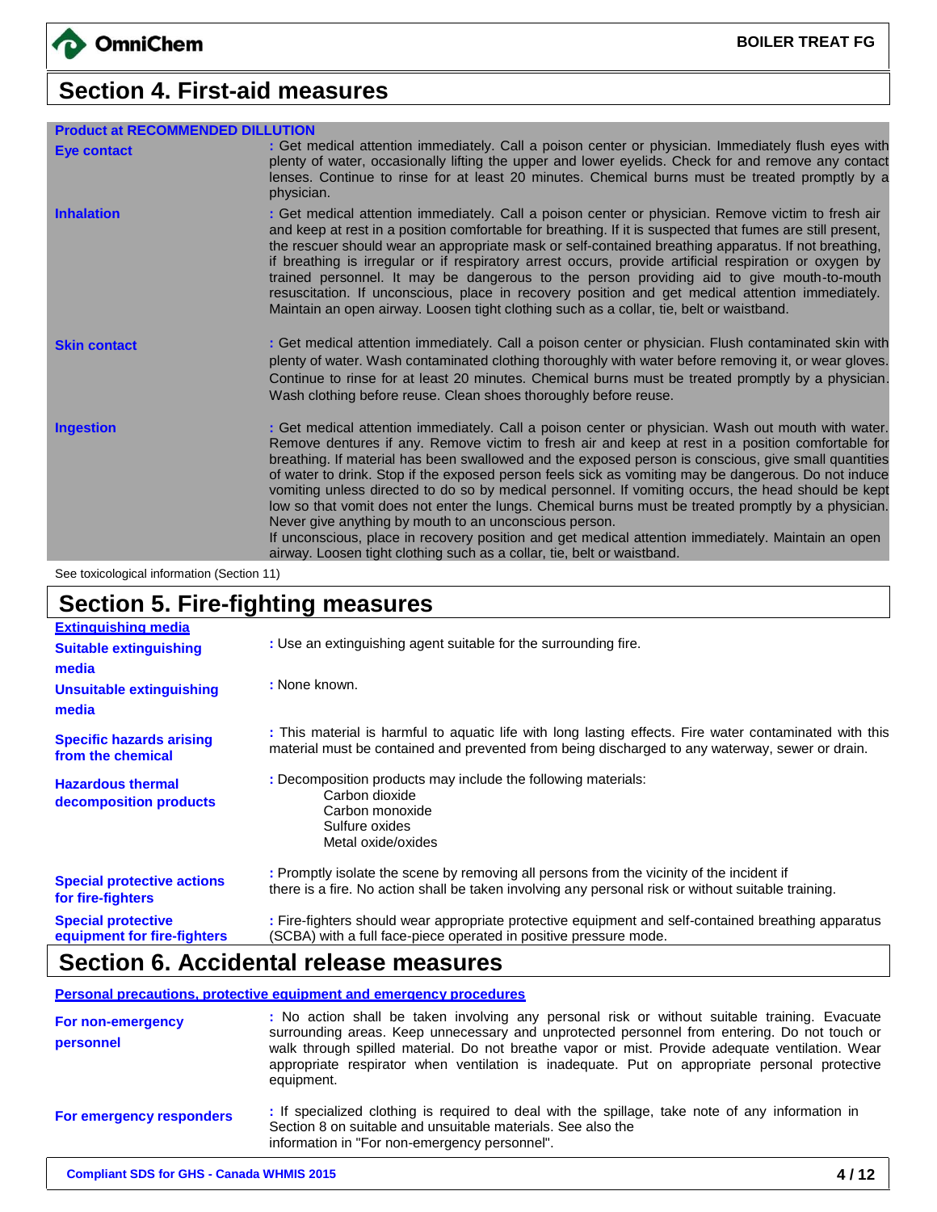## Section 4. First-aid measures

**Product at RECOMMENDED DILUTION**

**Eye contact** : Get medical attention immediately. Call a poison center or physician. Immediately flush eyes with plenty of water, occasionally lifting the upper and lower eyelids. Check for and remove any contact lenses. Continue to rinse for at least 20 minutes. Chemical burns must be treated promptly by a physician.

**Inhalation** : Get medical attention immediately. Call a poison center or physician. Remove victim to fresh air and keep at rest in a position comfortable for breathing. If it is suspected that fumes are still present, the rescuer should wear an appropriate mask or self-contained breathing apparatus. If not breathing, if breathing is irregular or if respiratory arrest occurs, provide artificial respiration or oxygen by trained personnel. It may be dangerous to the person providing aid to give mouth-to-mouth resuscitation. If unconscious, place in recovery position and get medical attention immediately. Maintain an open airway. Loosen tight clothing such as a collar, tie, belt or waistband.

**Skin contact** : Get medical attention immediately. Call a poison center or physician. Flush contaminated skin with plenty of water. Wash contaminated clothing thoroughly with water before removing it, or wear gloves. Continue to rinse for at least 20 minutes. Chemical burns must be treated promptly by a physician. Wash clothing before reuse. Clean shoes thoroughly before reuse.

**Ingestion** : Get medical attention immediately. Call a poison center or physician. Wash out mouth with water. Remove dentures if any. Remove victim to fresh air and keep at rest in a position comfortable for breathing. If material has been swallowed and the exposed person is conscious, give small quantities of water to drink. Stop if the exposed person feels sick as vomiting may be dangerous. Do not induce vomiting unless directed to do so by medical personnel. If vomiting occurs, the head should be kept low so that vomit does not enter the lungs. Chemical burns must be treated promptly by a physician. Never give anything by mouth to an unconscious person.
If unconscious, place in recovery position and get medical attention immediately. Maintain an open airway. Loosen tight clothing such as a collar, tie, belt or waistband.

See toxicological information (Section 11)

## Section 5. Fire-fighting measures

**Extinguishing media**

**Suitable extinguishing media** : Use an extinguishing agent suitable for the surrounding fire.

**Unsuitable extinguishing media** : None known.

**Specific hazards arising from the chemical** : This material is harmful to aquatic life with long lasting effects. Fire water contaminated with this material must be contained and prevented from being discharged to any waterway, sewer or drain.

**Hazardous thermal decomposition products** : Decomposition products may include the following materials:
- Carbon dioxide
- Carbon monoxide
- Sulfure oxides
- Metal oxide/oxides

**Special protective actions for fire-fighters** : Promptly isolate the scene by removing all persons from the vicinity of the incident if there is a fire. No action shall be taken involving any personal risk or without suitable training.

**Special protective equipment for fire-fighters** : Fire-fighters should wear appropriate protective equipment and self-contained breathing apparatus (SCBA) with a full face-piece operated in positive pressure mode.

## Section 6. Accidental release measures

**Personal precautions, protective equipment and emergency procedures**

**For non-emergency personnel** : No action shall be taken involving any personal risk or without suitable training. Evacuate surrounding areas. Keep unnecessary and unprotected personnel from entering. Do not touch or walk through spilled material. Do not breathe vapor or mist. Provide adequate ventilation. Wear appropriate respirator when ventilation is inadequate. Put on appropriate personal protective equipment.

**For emergency responders** : If specialized clothing is required to deal with the spillage, take note of any information in Section 8 on suitable and unsuitable materials. See also the information in "For non-emergency personnel".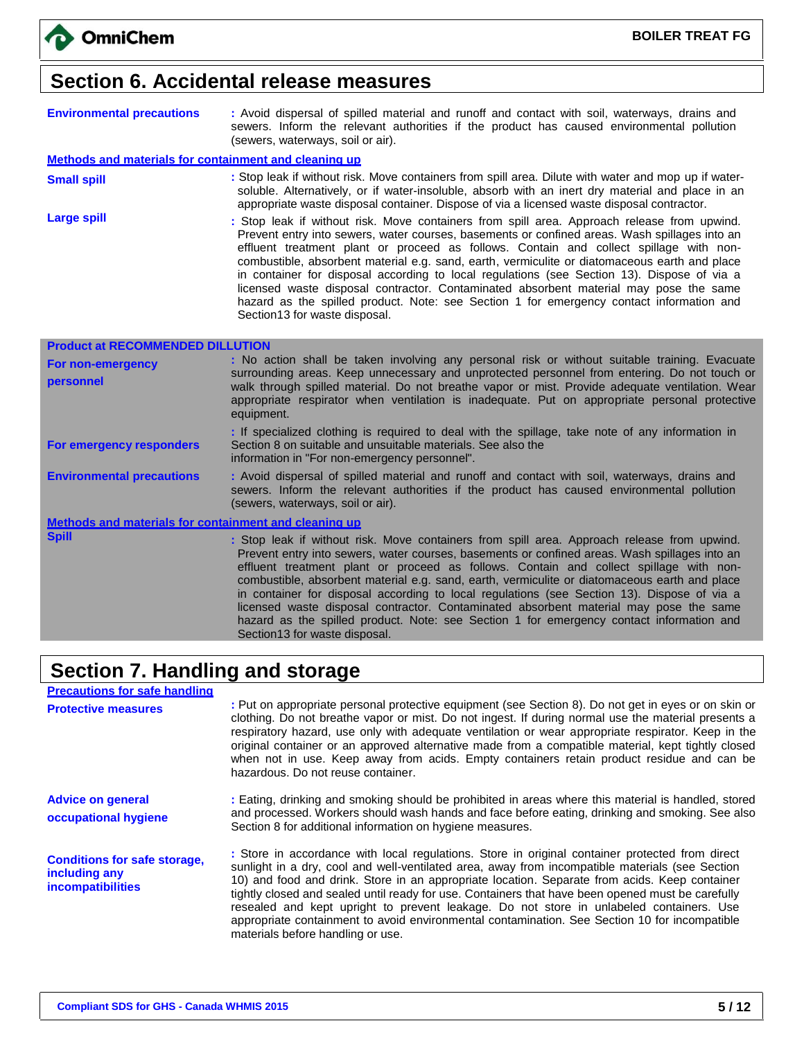## Section 6. Accidental release measures

**Environmental precautions** : Avoid dispersal of spilled material and runoff and contact with soil, waterways, drains and sewers. Inform the relevant authorities if the product has caused environmental pollution (sewers, waterways, soil or air).

**Methods and materials for containment and cleaning up**

**Small spill** : Stop leak if without risk. Move containers from spill area. Dilute with water and mop up if water-soluble. Alternatively, or if water-insoluble, absorb with an inert dry material and place in an appropriate waste disposal container. Dispose of via a licensed waste disposal contractor.

**Large spill** : Stop leak if without risk. Move containers from spill area. Approach release from upwind. Prevent entry into sewers, water courses, basements or confined areas. Wash spillages into an effluent treatment plant or proceed as follows. Contain and collect spillage with non-combustible, absorbent material e.g. sand, earth, vermiculite or diatomaceous earth and place in container for disposal according to local regulations (see Section 13). Dispose of via a licensed waste disposal contractor. Contaminated absorbent material may pose the same hazard as the spilled product. Note: see Section 1 for emergency contact information and Section13 for waste disposal.

**Product at RECOMMENDED DILLUTION**

**For non-emergency personnel** : No action shall be taken involving any personal risk or without suitable training. Evacuate surrounding areas. Keep unnecessary and unprotected personnel from entering. Do not touch or walk through spilled material. Do not breathe vapor or mist. Provide adequate ventilation. Wear appropriate respirator when ventilation is inadequate. Put on appropriate personal protective equipment.

**For emergency responders** : If specialized clothing is required to deal with the spillage, take note of any information in Section 8 on suitable and unsuitable materials. See also the information in "For non-emergency personnel".

**Environmental precautions** : Avoid dispersal of spilled material and runoff and contact with soil, waterways, drains and sewers. Inform the relevant authorities if the product has caused environmental pollution (sewers, waterways, soil or air).

**Methods and materials for containment and cleaning up**

**Spill** : Stop leak if without risk. Move containers from spill area. Approach release from upwind. Prevent entry into sewers, water courses, basements or confined areas. Wash spillages into an effluent treatment plant or proceed as follows. Contain and collect spillage with non-combustible, absorbent material e.g. sand, earth, vermiculite or diatomaceous earth and place in container for disposal according to local regulations (see Section 13). Dispose of via a licensed waste disposal contractor. Contaminated absorbent material may pose the same hazard as the spilled product. Note: see Section 1 for emergency contact information and Section13 for waste disposal.

## Section 7. Handling and storage

**Precautions for safe handling**

**Protective measures** : Put on appropriate personal protective equipment (see Section 8). Do not get in eyes or on skin or clothing. Do not breathe vapor or mist. Do not ingest. If during normal use the material presents a respiratory hazard, use only with adequate ventilation or wear appropriate respirator. Keep in the original container or an approved alternative made from a compatible material, kept tightly closed when not in use. Keep away from acids. Empty containers retain product residue and can be hazardous. Do not reuse container.

**Advice on general occupational hygiene** : Eating, drinking and smoking should be prohibited in areas where this material is handled, stored and processed. Workers should wash hands and face before eating, drinking and smoking. See also Section 8 for additional information on hygiene measures.

**Conditions for safe storage, including any incompatibilities** : Store in accordance with local regulations. Store in original container protected from direct sunlight in a dry, cool and well-ventilated area, away from incompatible materials (see Section 10) and food and drink. Store in an appropriate location. Separate from acids. Keep container tightly closed and sealed until ready for use. Containers that have been opened must be carefully resealed and kept upright to prevent leakage. Do not store in unlabeled containers. Use appropriate containment to avoid environmental contamination. See Section 10 for incompatible materials before handling or use.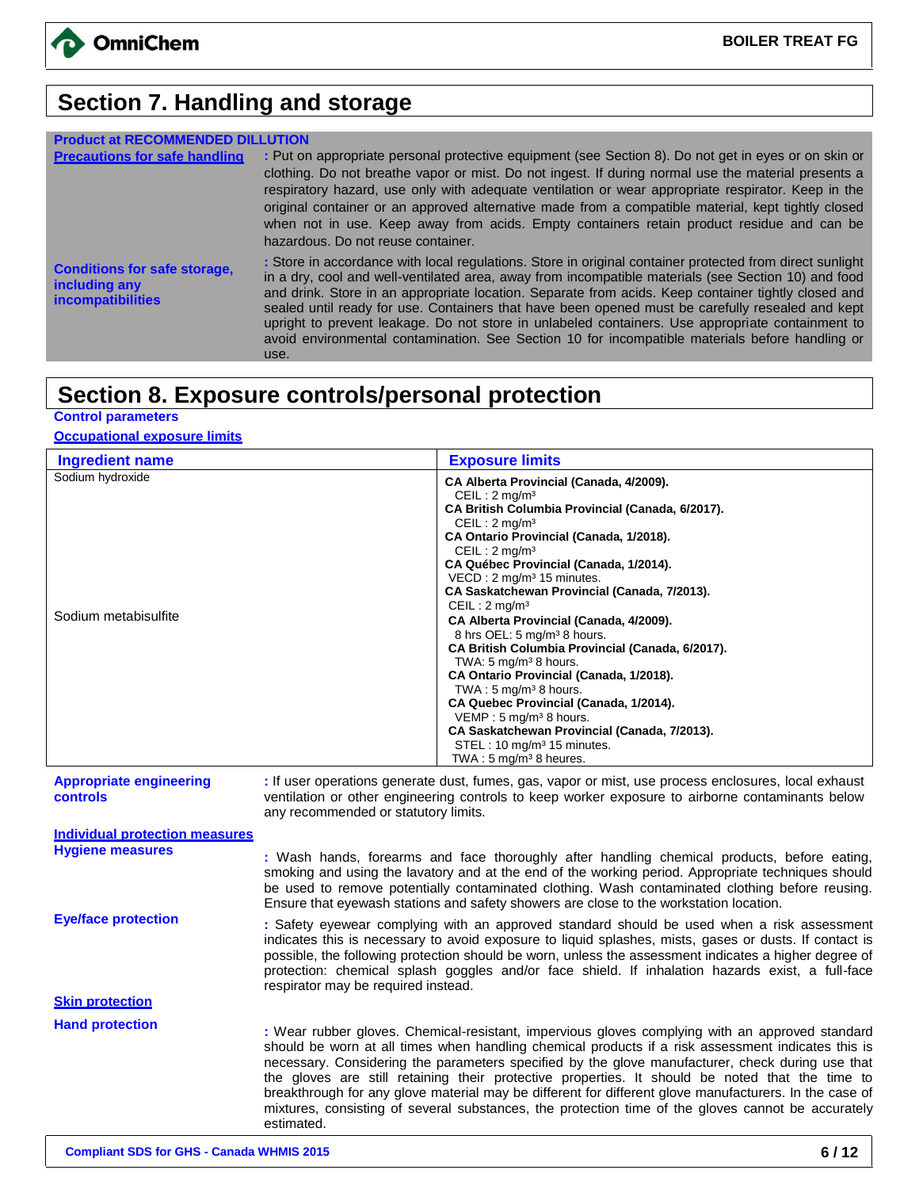# Section 7. Handling and storage

**Product at RECOMMENDED DILLUTION**

**Precautions for safe handling** : Put on appropriate personal protective equipment (see Section 8). Do not get in eyes or on skin or clothing. Do not breathe vapor or mist. Do not ingest. If during normal use the material presents a respiratory hazard, use only with adequate ventilation or wear appropriate respirator. Keep in the original container or an approved alternative made from a compatible material, kept tightly closed when not in use. Keep away from acids. Empty containers retain product residue and can be hazardous. Do not reuse container.

**Conditions for safe storage, including any incompatibilities** : Store in accordance with local regulations. Store in original container protected from direct sunlight in a dry, cool and well-ventilated area, away from incompatible materials (see Section 10) and food and drink. Store in an appropriate location. Separate from acids. Keep container tightly closed and sealed until ready for use. Containers that have been opened must be carefully resealed and kept upright to prevent leakage. Do not store in unlabeled containers. Use appropriate containment to avoid environmental contamination. See Section 10 for incompatible materials before handling or use.

# Section 8. Exposure controls/personal protection

**Control parameters**

**Occupational exposure limits**

| Ingredient name | Exposure limits |
|---|---|
| Sodium hydroxide | **CA Alberta Provincial (Canada, 4/2009).**<br>CEIL : 2 mg/m³<br>**CA British Columbia Provincial (Canada, 6/2017).**<br>CEIL : 2 mg/m³<br>**CA Ontario Provincial (Canada, 1/2018).**<br>CEIL : 2 mg/m³<br>**CA Québec Provincial (Canada, 1/2014).**<br>VECD : 2 mg/m³ 15 minutes.<br>**CA Saskatchewan Provincial (Canada, 7/2013).**<br>CEIL : 2 mg/m³ |
| Sodium metabisulfite | **CA Alberta Provincial (Canada, 4/2009).**<br>8 hrs OEL: 5 mg/m³ 8 hours.<br>**CA British Columbia Provincial (Canada, 6/2017).**<br>TWA: 5 mg/m³ 8 hours.<br>**CA Ontario Provincial (Canada, 1/2018).**<br>TWA : 5 mg/m³ 8 hours.<br>**CA Quebec Provincial (Canada, 1/2014).**<br>VEMP : 5 mg/m³ 8 hours.<br>**CA Saskatchewan Provincial (Canada, 7/2013).**<br>STEL : 10 mg/m³ 15 minutes.<br>TWA : 5 mg/m³ 8 heures. |

**Appropriate engineering controls** : If user operations generate dust, fumes, gas, vapor or mist, use process enclosures, local exhaust ventilation or other engineering controls to keep worker exposure to airborne contaminants below any recommended or statutory limits.

**Individual protection measures**

**Hygiene measures** : Wash hands, forearms and face thoroughly after handling chemical products, before eating, smoking and using the lavatory and at the end of the working period. Appropriate techniques should be used to remove potentially contaminated clothing. Wash contaminated clothing before reusing. Ensure that eyewash stations and safety showers are close to the workstation location.

**Eye/face protection** : Safety eyewear complying with an approved standard should be used when a risk assessment indicates this is necessary to avoid exposure to liquid splashes, mists, gases or dusts. If contact is possible, the following protection should be worn, unless the assessment indicates a higher degree of protection: chemical splash goggles and/or face shield. If inhalation hazards exist, a full-face respirator may be required instead.

**Skin protection**

**Hand protection** : Wear rubber gloves. Chemical-resistant, impervious gloves complying with an approved standard should be worn at all times when handling chemical products if a risk assessment indicates this is necessary. Considering the parameters specified by the glove manufacturer, check during use that the gloves are still retaining their protective properties. It should be noted that the time to breakthrough for any glove material may be different for different glove manufacturers. In the case of mixtures, consisting of several substances, the protection time of the gloves cannot be accurately estimated.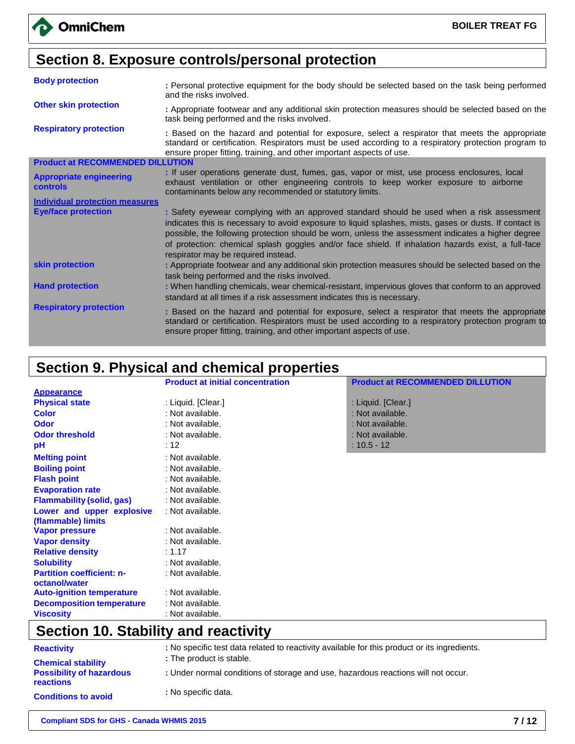## Section 8. Exposure controls/personal protection

| | |
|---|---|
| **Body protection** | : Personal protective equipment for the body should be selected based on the task being performed and the risks involved. |
| **Other skin protection** | : Appropriate footwear and any additional skin protection measures should be selected based on the task being performed and the risks involved. |
| **Respiratory protection** | : Based on the hazard and potential for exposure, select a respirator that meets the appropriate standard or certification. Respirators must be used according to a respiratory protection program to ensure proper fitting, training, and other important aspects of use. |

**Product at RECOMMENDED DILLUTION**

| | |
|---|---|
| **Appropriate engineering controls** | : If user operations generate dust, fumes, gas, vapor or mist, use process enclosures, local exhaust ventilation or other engineering controls to keep worker exposure to airborne contaminants below any recommended or statutory limits. |

**Individual protection measures**

| | |
|---|---|
| **Eye/face protection** | : Safety eyewear complying with an approved standard should be used when a risk assessment indicates this is necessary to avoid exposure to liquid splashes, mists, gases or dusts. If contact is possible, the following protection should be worn, unless the assessment indicates a higher degree of protection: chemical splash goggles and/or face shield. If inhalation hazards exist, a full-face respirator may be required instead. |
| **skin protection** | : Appropriate footwear and any additional skin protection measures should be selected based on the task being performed and the risks involved. |
| **Hand protection** | : When handling chemicals, wear chemical-resistant, impervious gloves that conform to an approved standard at all times if a risk assessment indicates this is necessary. |
| **Respiratory protection** | : Based on the hazard and potential for exposure, select a respirator that meets the appropriate standard or certification. Respirators must be used according to a respiratory protection program to ensure proper fitting, training, and other important aspects of use. |

## Section 9. Physical and chemical properties

| | Product at initial concentration | Product at RECOMMENDED DILLUTION |
|---|---|---|
| **Appearance** | | |
| **Physical state** | : Liquid. [Clear.] | : Liquid. [Clear.] |
| **Color** | : Not available. | : Not available. |
| **Odor** | : Not available. | : Not available. |
| **Odor threshold** | : Not available. | : Not available. |
| **pH** | : 12 | : 10.5 - 12 |
| **Melting point** | : Not available. | |
| **Boiling point** | : Not available. | |
| **Flash point** | : Not available. | |
| **Evaporation rate** | : Not available. | |
| **Flammability (solid, gas)** | : Not available. | |
| **Lower and upper explosive (flammable) limits** | : Not available. | |
| **Vapor pressure** | : Not available. | |
| **Vapor density** | : Not available. | |
| **Relative density** | : 1.17 | |
| **Solubility** | : Not available. | |
| **Partition coefficient: n-octanol/water** | : Not available. | |
| **Auto-ignition temperature** | : Not available. | |
| **Decomposition temperature** | : Not available. | |
| **Viscosity** | : Not available. | |

## Section 10. Stability and reactivity

| | |
|---|---|
| **Reactivity** | : No specific test data related to reactivity available for this product or its ingredients. |
| **Chemical stability** | : The product is stable. |
| **Possibility of hazardous reactions** | : Under normal conditions of storage and use, hazardous reactions will not occur. |
| **Conditions to avoid** | : No specific data. |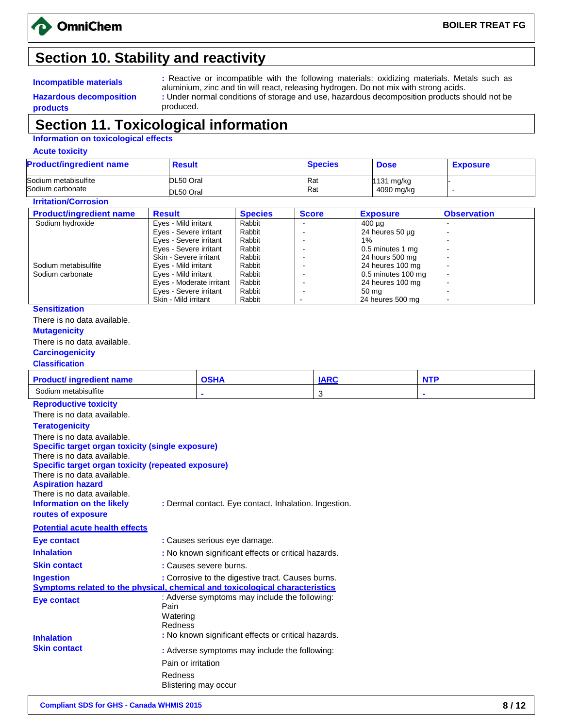## Section 10. Stability and reactivity

**Incompatible materials** : Reactive or incompatible with the following materials: oxidizing materials. Metals such as aluminium, zinc and tin will react, releasing hydrogen. Do not mix with strong acids.

**Hazardous decomposition products** : Under normal conditions of storage and use, hazardous decomposition products should not be produced.

## Section 11. Toxicological information

### Information on toxicological effects

**Acute toxicity**

| Product/ingredient name | Result | Species | Dose | Exposure |
|---|---|---|---|---|
| Sodium metabisulfite | DL50 Oral | Rat | 1131 mg/kg | - |
| Sodium carbonate | DL50 Oral | Rat | 4090 mg/kg | - |

**Irritation/Corrosion**

| Product/ingredient name | Result | Species | Score | Exposure | Observation |
|---|---|---|---|---|---|
| Sodium hydroxide | Eyes - Mild irritant | Rabbit | - | 400 µg | - |
| | Eyes - Severe irritant | Rabbit | - | 24 heures 50 µg | - |
| | Eyes - Severe irritant | Rabbit | - | 1% | - |
| | Eyes - Severe irritant | Rabbit | - | 0.5 minutes 1 mg | - |
| | Skin - Severe irritant | Rabbit | - | 24 hours 500 mg | - |
| Sodium metabisulfite | Eyes - Mild irritant | Rabbit | - | 24 heures 100 mg | - |
| Sodium carbonate | Eyes - Mild irritant | Rabbit | - | 0.5 minutes 100 mg | - |
| | Eyes - Moderate irritant | Rabbit | - | 24 heures 100 mg | - |
| | Eyes - Severe irritant | Rabbit | - | 50 mg | - |
| | Skin - Mild irritant | Rabbit | - | 24 heures 500 mg | - |

**Sensitization**

There is no data available.

**Mutagenicity**

There is no data available.

**Carcinogenicity**

**Classification**

| Product/ ingredient name | OSHA | IARC | NTP |
|---|---|---|---|
| Sodium metabisulfite | - | 3 | - |

**Reproductive toxicity**

There is no data available.

**Teratogenicity**

There is no data available.

**Specific target organ toxicity (single exposure)**

There is no data available.

**Specific target organ toxicity (repeated exposure)**

There is no data available.

**Aspiration hazard**

There is no data available.

**Information on the likely routes of exposure** : Dermal contact. Eye contact. Inhalation. Ingestion.

**Potential acute health effects**

**Eye contact** : Causes serious eye damage.

**Inhalation** : No known significant effects or critical hazards.

**Skin contact** : Causes severe burns.

**Ingestion** : Corrosive to the digestive tract. Causes burns.

**Symptoms related to the physical, chemical and toxicological characteristics**

**Eye contact** : Adverse symptoms may include the following:
Pain
Watering
Redness

**Inhalation** : No known significant effects or critical hazards.

**Skin contact** : Adverse symptoms may include the following:
Pain or irritation
Redness
Blistering may occur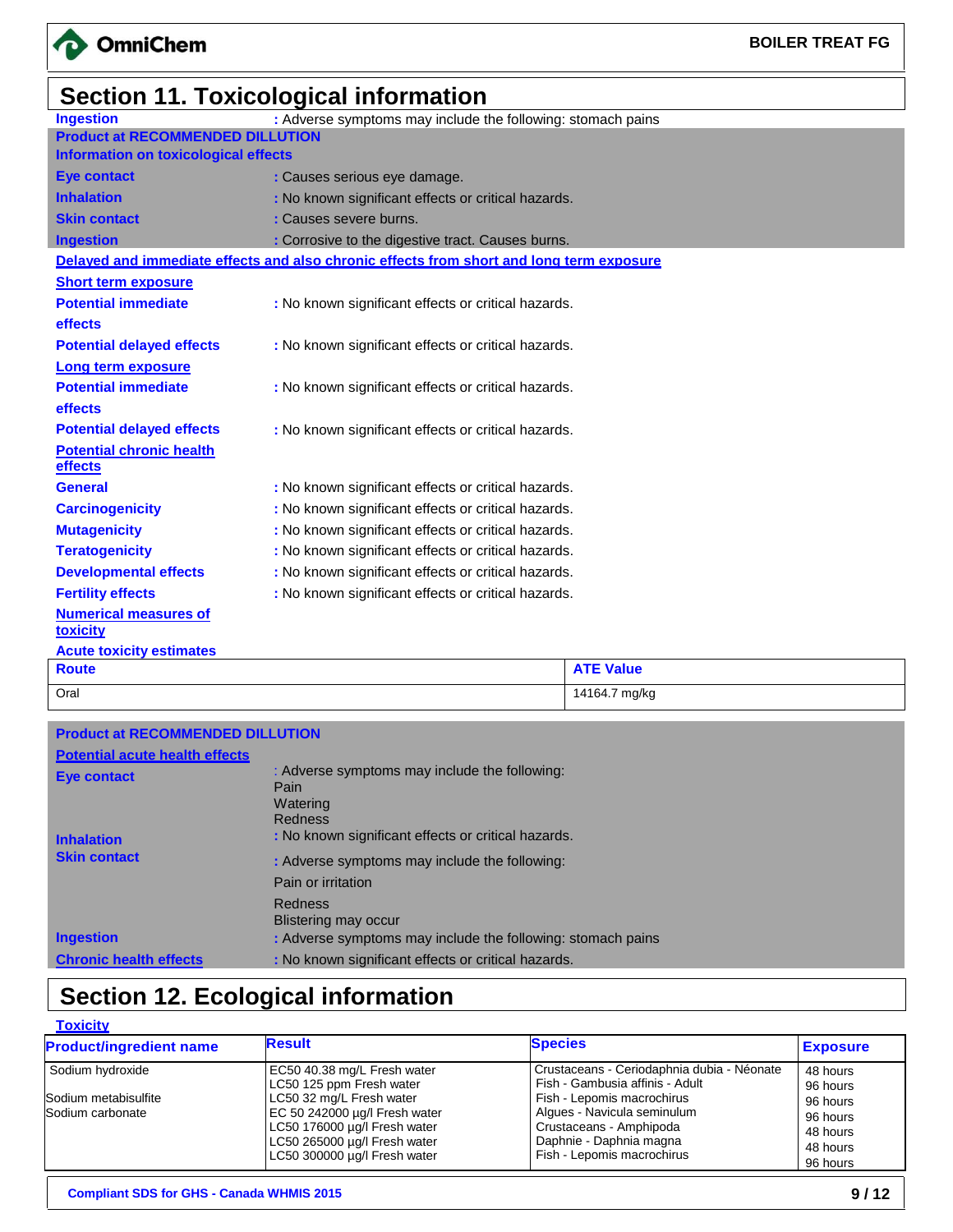# Section 11. Toxicological information

**Ingestion** : Adverse symptoms may include the following: stomach pains

**Product at RECOMMENDED DILUTION**

**Information on toxicological effects**

**Eye contact** : Causes serious eye damage.

**Inhalation** : No known significant effects or critical hazards.

**Skin contact** : Causes severe burns.

**Ingestion** : Corrosive to the digestive tract. Causes burns.

**Delayed and immediate effects and also chronic effects from short and long term exposure**

**Short term exposure**

**Potential immediate effects** : No known significant effects or critical hazards.

**Potential delayed effects** : No known significant effects or critical hazards.

**Long term exposure**

**Potential immediate effects** : No known significant effects or critical hazards.

**Potential delayed effects** : No known significant effects or critical hazards.

**Potential chronic health effects**

**General** : No known significant effects or critical hazards.

**Carcinogenicity** : No known significant effects or critical hazards.

**Mutagenicity** : No known significant effects or critical hazards.

**Teratogenicity** : No known significant effects or critical hazards.

**Developmental effects** : No known significant effects or critical hazards.

**Fertility effects** : No known significant effects or critical hazards.

**Numerical measures of toxicity**

**Acute toxicity estimates**

| Route | ATE Value |
| --- | --- |
| Oral | 14164.7 mg/kg |

**Product at RECOMMENDED DILLUTION**

**Potential acute health effects**

**Eye contact** : Adverse symptoms may include the following:
Pain
Watering
Redness

**Inhalation** : No known significant effects or critical hazards.

**Skin contact** : Adverse symptoms may include the following:
Pain or irritation
Redness
Blistering may occur

**Ingestion** : Adverse symptoms may include the following: stomach pains

**Chronic health effects** : No known significant effects or critical hazards.

# Section 12. Ecological information

**Toxicity**

| Product/ingredient name | Result | Species | Exposure |
| --- | --- | --- | --- |
| Sodium hydroxide | EC50 40.38 mg/L Fresh water | Crustaceans - Ceriodaphnia dubia - Néonate | 48 hours |
| | LC50 125 ppm Fresh water | Fish - Gambusia affinis - Adult | 96 hours |
| Sodium metabisulfite | LC50 32 mg/L Fresh water | Fish - Lepomis macrochirus | 96 hours |
| Sodium carbonate | EC 50 242000 µg/l Fresh water | Algues - Navicula seminulum | 96 hours |
| | LC50 176000 µg/l Fresh water | Crustaceans - Amphipoda | 48 hours |
| | LC50 265000 µg/l Fresh water | Daphnie - Daphnia magna | 48 hours |
| | LC50 300000 µg/l Fresh water | Fish - Lepomis macrochirus | 96 hours |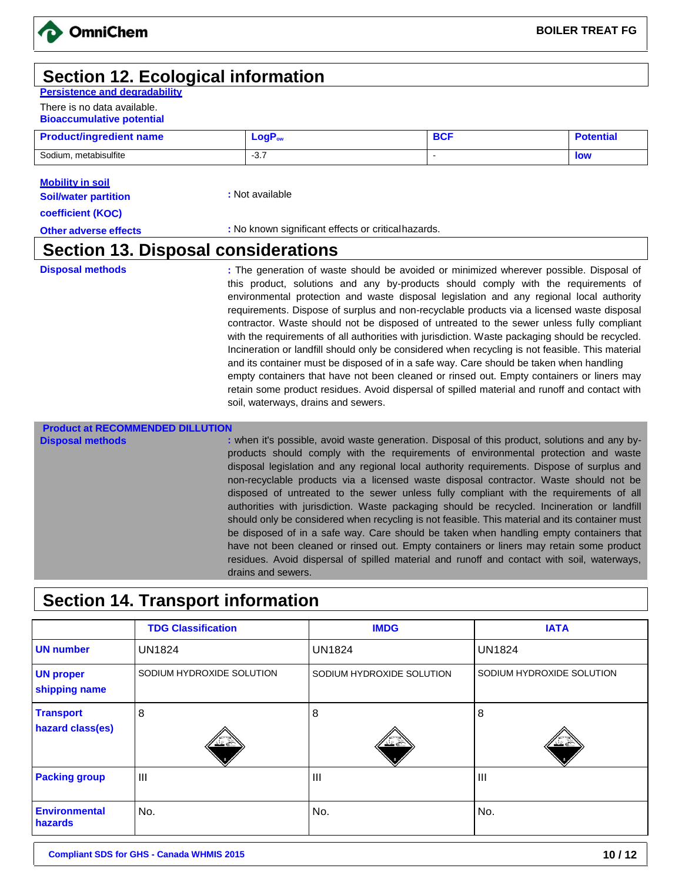## Section 12. Ecological information

**Persistence and degradability**

There is no data available.

**Bioaccumulative potential**

| Product/ingredient name | $LogP_{ow}$ | BCF | Potential |
|---|---|---|---|
| Sodium, metabisulfite | -3.7 | - | low |

**Mobility in soil**

**Soil/water partition coefficient (KOC)** : Not available

**Other adverse effects** : No known significant effects or critical hazards.

## Section 13. Disposal considerations

**Disposal methods** : The generation of waste should be avoided or minimized wherever possible. Disposal of this product, solutions and any by-products should comply with the requirements of environmental protection and waste disposal legislation and any regional local authority requirements. Dispose of surplus and non-recyclable products via a licensed waste disposal contractor. Waste should not be disposed of untreated to the sewer unless fully compliant with the requirements of all authorities with jurisdiction. Waste packaging should be recycled. Incineration or landfill should only be considered when recycling is not feasible. This material and its container must be disposed of in a safe way. Care should be taken when handling empty containers that have not been cleaned or rinsed out. Empty containers or liners may retain some product residues. Avoid dispersal of spilled material and runoff and contact with soil, waterways, drains and sewers.

**Product at RECOMMENDED DILLUTION**

**Disposal methods** : when it's possible, avoid waste generation. Disposal of this product, solutions and any by-products should comply with the requirements of environmental protection and waste disposal legislation and any regional local authority requirements. Dispose of surplus and non-recyclable products via a licensed waste disposal contractor. Waste should not be disposed of untreated to the sewer unless fully compliant with the requirements of all authorities with jurisdiction. Waste packaging should be recycled. Incineration or landfill should only be considered when recycling is not feasible. This material and its container must be disposed of in a safe way. Care should be taken when handling empty containers that have not been cleaned or rinsed out. Empty containers or liners may retain some product residues. Avoid dispersal of spilled material and runoff and contact with soil, waterways, drains and sewers.

## Section 14. Transport information

| | TDG Classification | IMDG | IATA |
|---|---|---|---|
| **UN number** | UN1824 | UN1824 | UN1824 |
| **UN proper shipping name** | SODIUM HYDROXIDE SOLUTION | SODIUM HYDROXIDE SOLUTION | SODIUM HYDROXIDE SOLUTION |
| **Transport hazard class(es)** | 8 | 8 | 8 |
| **Packing group** | III | III | III |
| **Environmental hazards** | No. | No. | No. |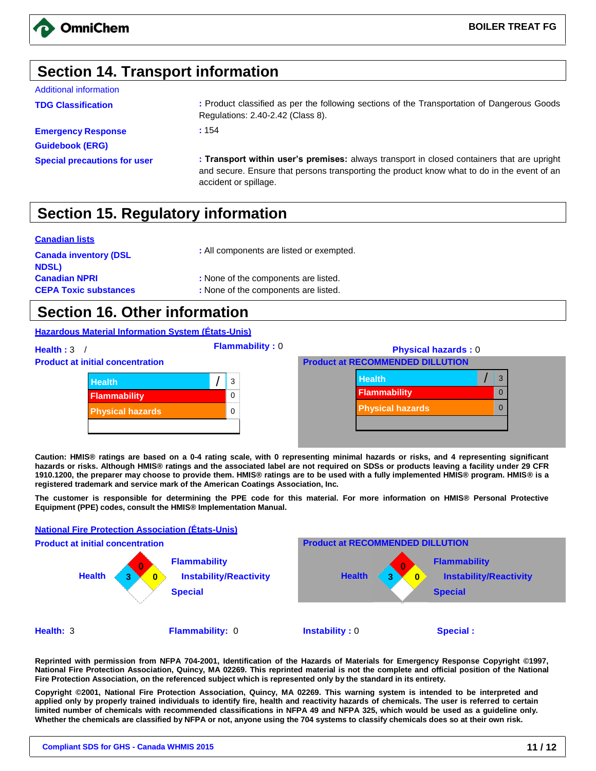## Section 14. Transport information

Additional information

**TDG Classification** : Product classified as per the following sections of the Transportation of Dangerous Goods Regulations: 2.40-2.42 (Class 8).

**Emergency Response Guidebook (ERG)** : 154

**Special precautions for user** : **Transport within user's premises:** always transport in closed containers that are upright and secure. Ensure that persons transporting the product know what to do in the event of an accident or spillage.

## Section 15. Regulatory information

**Canadian lists**

**Canada inventory (DSL NDSL)** : All components are listed or exempted.

**Canadian NPRI** : None of the components are listed.

**CEPA Toxic substances** : None of the components are listed.

## Section 16. Other information

**Hazardous Material Information System (États-Unis)**

**Health** : 3 / **Flammability** : 0 **Physical hazards** : 0

**Product at initial concentration**

| | | |
|---|---|---|
| Health | / | 3 |
| Flammability | | 0 |
| Physical hazards | | 0 |

**Product at RECOMMENDED DILLUTION**

| | | |
|---|---|---|
| Health | / | 3 |
| Flammability | | 0 |
| Physical hazards | | 0 |

**Caution: HMIS® ratings are based on a 0-4 rating scale, with 0 representing minimal hazards or risks, and 4 representing significant hazards or risks. Although HMIS® ratings and the associated label are not required on SDSs or products leaving a facility under 29 CFR 1910.1200, the preparer may choose to provide them. HMIS® ratings are to be used with a fully implemented HMIS® program. HMIS® is a registered trademark and service mark of the American Coatings Association, Inc.**

**The customer is responsible for determining the PPE code for this material. For more information on HMIS® Personal Protective Equipment (PPE) codes, consult the HMIS® Implementation Manual.**

**National Fire Protection Association (États-Unis)**

**Product at initial concentration**

Health: 3 — Flammability: 0 — Instability/Reactivity: 0 — Special

**Product at RECOMMENDED DILLUTION**

Health: 3 — Flammability: 0 — Instability/Reactivity: 0 — Special

**Health:** 3 **Flammability:** 0 **Instability :** 0 **Special :**

**Reprinted with permission from NFPA 704-2001, Identification of the Hazards of Materials for Emergency Response Copyright ©1997, National Fire Protection Association, Quincy, MA 02269. This reprinted material is not the complete and official position of the National Fire Protection Association, on the referenced subject which is represented only by the standard in its entirety.**

**Copyright ©2001, National Fire Protection Association, Quincy, MA 02269. This warning system is intended to be interpreted and applied only by properly trained individuals to identify fire, health and reactivity hazards of chemicals. The user is referred to certain limited number of chemicals with recommended classifications in NFPA 49 and NFPA 325, which would be used as a guideline only. Whether the chemicals are classified by NFPA or not, anyone using the 704 systems to classify chemicals does so at their own risk.**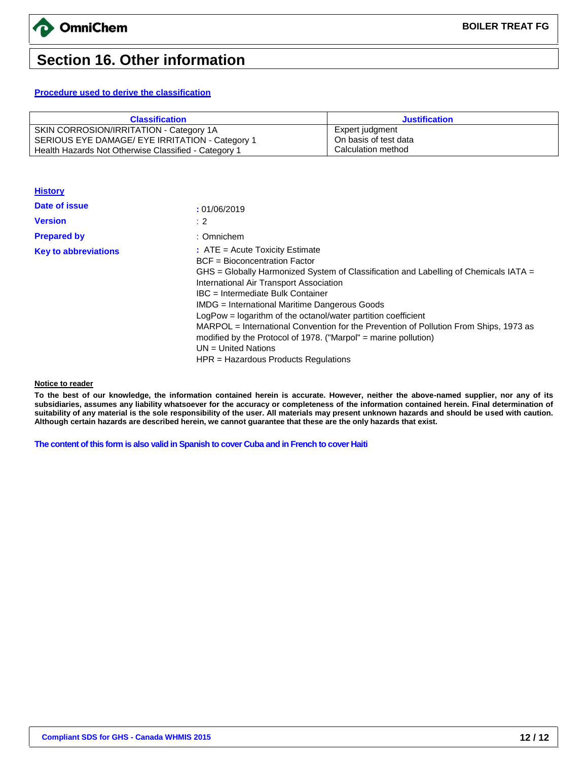## Section 16. Other information

**Procedure used to derive the classification**

| Classification | Justification |
| --- | --- |
| SKIN CORROSION/IRRITATION - Category 1A | Expert judgment |
| SERIOUS EYE DAMAGE/ EYE IRRITATION - Category 1 | On basis of test data |
| Health Hazards Not Otherwise Classified - Category 1 | Calculation method |

**History**

**Date of issue** : 01/06/2019

**Version** : 2

**Prepared by** : Omnichem

**Key to abbreviations** : ATE = Acute Toxicity Estimate
BCF = Bioconcentration Factor
GHS = Globally Harmonized System of Classification and Labelling of Chemicals IATA = International Air Transport Association
IBC = Intermediate Bulk Container
IMDG = International Maritime Dangerous Goods
LogPow = logarithm of the octanol/water partition coefficient
MARPOL = International Convention for the Prevention of Pollution From Ships, 1973 as modified by the Protocol of 1978. ("Marpol" = marine pollution)
UN = United Nations
HPR = Hazardous Products Regulations

**Notice to reader**

**To the best of our knowledge, the information contained herein is accurate. However, neither the above-named supplier, nor any of its subsidiaries, assumes any liability whatsoever for the accuracy or completeness of the information contained herein. Final determination of suitability of any material is the sole responsibility of the user. All materials may present unknown hazards and should be used with caution. Although certain hazards are described herein, we cannot guarantee that these are the only hazards that exist.**

**The content of this form is also valid in Spanish to cover Cuba and in French to cover Haiti**